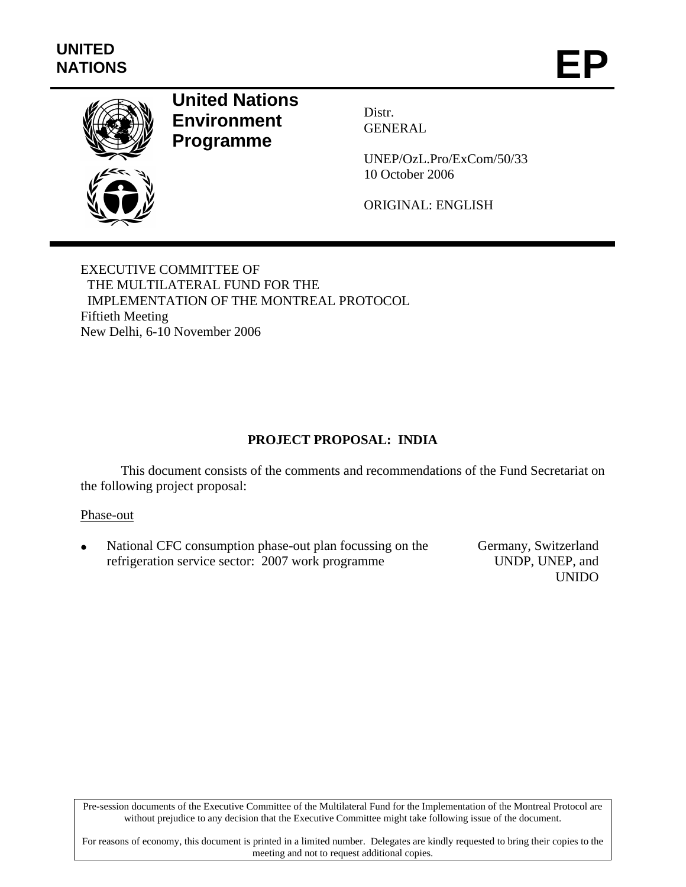UNITED NATIONS

# EP

**United Nations Environment Programme**

Distr.
GENERAL

UNEP/OzL.Pro/ExCom/50/33
10 October 2006

ORIGINAL: ENGLISH

EXECUTIVE COMMITTEE OF
THE MULTILATERAL FUND FOR THE
IMPLEMENTATION OF THE MONTREAL PROTOCOL
Fiftieth Meeting
New Delhi, 6-10 November 2006

## PROJECT PROPOSAL: INDIA

This document consists of the comments and recommendations of the Fund Secretariat on the following project proposal:

Phase-out

- National CFC consumption phase-out plan focussing on the refrigeration service sector: 2007 work programme — Germany, Switzerland UNDP, UNEP, and UNIDO

Pre-session documents of the Executive Committee of the Multilateral Fund for the Implementation of the Montreal Protocol are without prejudice to any decision that the Executive Committee might take following issue of the document.

For reasons of economy, this document is printed in a limited number. Delegates are kindly requested to bring their copies to the meeting and not to request additional copies.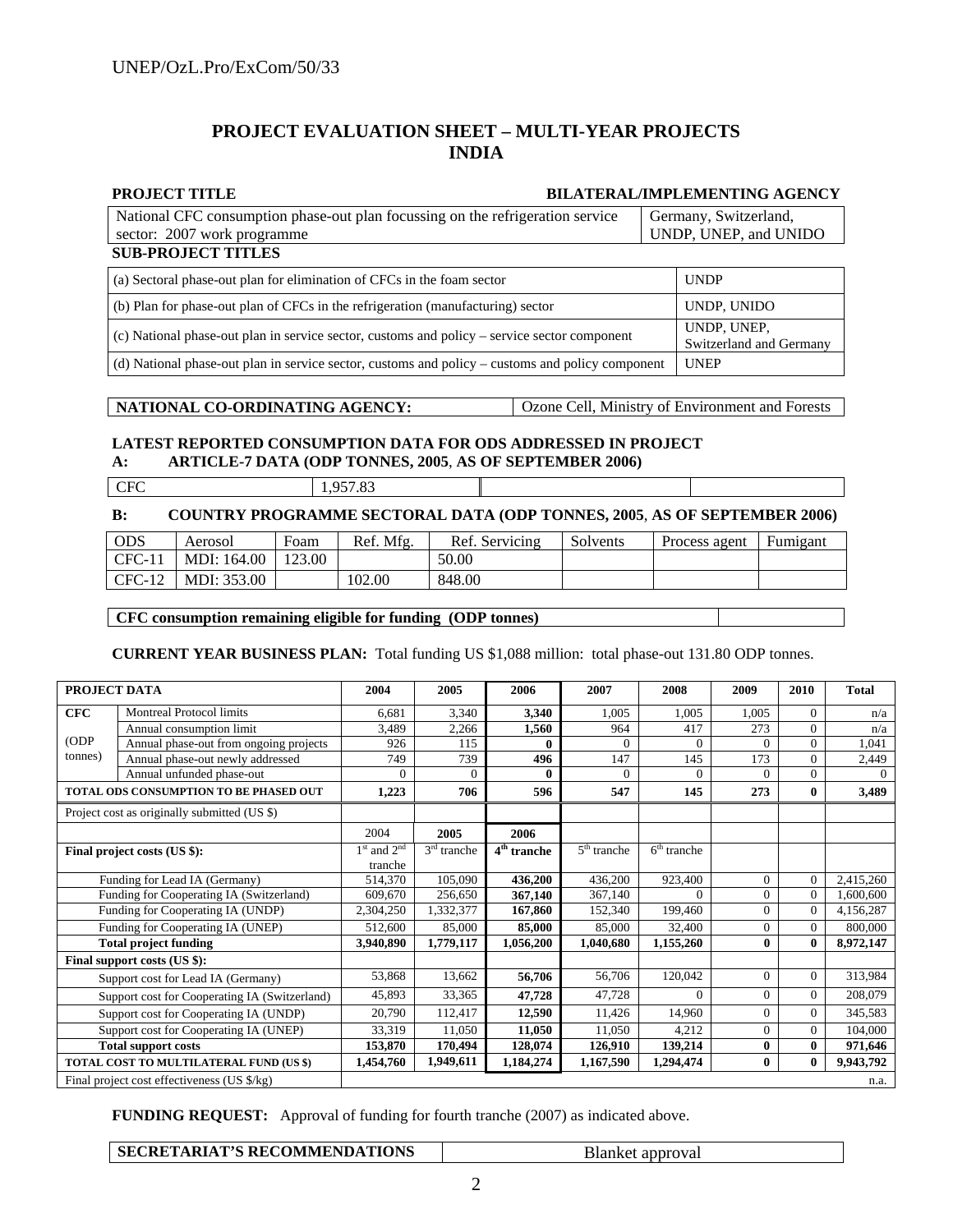# PROJECT EVALUATION SHEET – MULTI-YEAR PROJECTS
# INDIA

| PROJECT TITLE | BILATERAL/IMPLEMENTING AGENCY |
|---|---|
| National CFC consumption phase-out plan focussing on the refrigeration service sector: 2007 work programme | Germany, Switzerland, UNDP, UNEP, and UNIDO |

**SUB-PROJECT TITLES**

| Sub-project | Agency |
|---|---|
| (a) Sectoral phase-out plan for elimination of CFCs in the foam sector | UNDP |
| (b) Plan for phase-out plan of CFCs in the refrigeration (manufacturing) sector | UNDP, UNIDO |
| (c) National phase-out plan in service sector, customs and policy – service sector component | UNDP, UNEP, Switzerland and Germany |
| (d) National phase-out plan in service sector, customs and policy – customs and policy component | UNEP |

| NATIONAL CO-ORDINATING AGENCY: | Ozone Cell, Ministry of Environment and Forests |
|---|---|

**LATEST REPORTED CONSUMPTION DATA FOR ODS ADDRESSED IN PROJECT**

**A: ARTICLE-7 DATA (ODP TONNES, 2005, AS OF SEPTEMBER 2006)**

| CFC | 1,957.83 | | |
|---|---|---|---|

**B: COUNTRY PROGRAMME SECTORAL DATA (ODP TONNES, 2005, AS OF SEPTEMBER 2006)**

| ODS | Aerosol | Foam | Ref. Mfg. | Ref. Servicing | Solvents | Process agent | Fumigant |
|---|---|---|---|---|---|---|---|
| CFC-11 | MDI: 164.00 | 123.00 | | 50.00 | | | |
| CFC-12 | MDI: 353.00 | | 102.00 | 848.00 | | | |

| CFC consumption remaining eligible for funding (ODP tonnes) | |
|---|---|

**CURRENT YEAR BUSINESS PLAN:** Total funding US $1,088 million: total phase-out 131.80 ODP tonnes.

| PROJECT DATA | | 2004 | 2005 | 2006 | 2007 | 2008 | 2009 | 2010 | Total |
|---|---|---|---|---|---|---|---|---|---|
| **CFC** | Montreal Protocol limits | 6,681 | 3,340 | **3,340** | 1,005 | 1,005 | 1,005 | 0 | n/a |
| | Annual consumption limit | 3,489 | 2,266 | **1,560** | 964 | 417 | 273 | 0 | n/a |
| (ODP | Annual phase-out from ongoing projects | 926 | 115 | **0** | 0 | 0 | 0 | 0 | 1,041 |
| tonnes) | Annual phase-out newly addressed | 749 | 739 | **496** | 147 | 145 | 173 | 0 | 2,449 |
| | Annual unfunded phase-out | 0 | 0 | **0** | 0 | 0 | 0 | 0 | 0 |
| **TOTAL ODS CONSUMPTION TO BE PHASED OUT** | | **1,223** | **706** | **596** | **547** | **145** | **273** | **0** | **3,489** |
| Project cost as originally submitted (US $) | | | | | | | | | |
| | | 2004 | **2005** | **2006** | | | | | |
| **Final project costs (US $):** | | 1st and 2nd tranche | 3rd tranche | **4th tranche** | 5th tranche | 6th tranche | | | |
| | Funding for Lead IA (Germany) | 514,370 | 105,090 | **436,200** | 436,200 | 923,400 | 0 | 0 | 2,415,260 |
| | Funding for Cooperating IA (Switzerland) | 609,670 | 256,650 | **367,140** | 367,140 | 0 | 0 | 0 | 1,600,600 |
| | Funding for Cooperating IA (UNDP) | 2,304,250 | 1,332,377 | **167,860** | 152,340 | 199,460 | 0 | 0 | 4,156,287 |
| | Funding for Cooperating IA (UNEP) | 512,600 | 85,000 | **85,000** | 85,000 | 32,400 | 0 | 0 | 800,000 |
| | **Total project funding** | **3,940,890** | **1,779,117** | **1,056,200** | **1,040,680** | **1,155,260** | **0** | **0** | **8,972,147** |
| **Final support costs (US $):** | | | | | | | | | |
| | Support cost for Lead IA (Germany) | 53,868 | 13,662 | **56,706** | 56,706 | 120,042 | 0 | 0 | 313,984 |
| | Support cost for Cooperating IA (Switzerland) | 45,893 | 33,365 | **47,728** | 47,728 | 0 | 0 | 0 | 208,079 |
| | Support cost for Cooperating IA (UNDP) | 20,790 | 112,417 | **12,590** | 11,426 | 14,960 | 0 | 0 | 345,583 |
| | Support cost for Cooperating IA (UNEP) | 33,319 | 11,050 | **11,050** | 11,050 | 4,212 | 0 | 0 | 104,000 |
| | **Total support costs** | **153,870** | **170,494** | **128,074** | **126,910** | **139,214** | **0** | **0** | **971,646** |
| **TOTAL COST TO MULTILATERAL FUND (US $)** | | **1,454,760** | **1,949,611** | **1,184,274** | **1,167,590** | **1,294,474** | **0** | **0** | **9,943,792** |
| Final project cost effectiveness (US $/kg) | | | | | | | | | n.a. |

**FUNDING REQUEST:** Approval of funding for fourth tranche (2007) as indicated above.

| SECRETARIAT'S RECOMMENDATIONS | Blanket approval |
|---|---|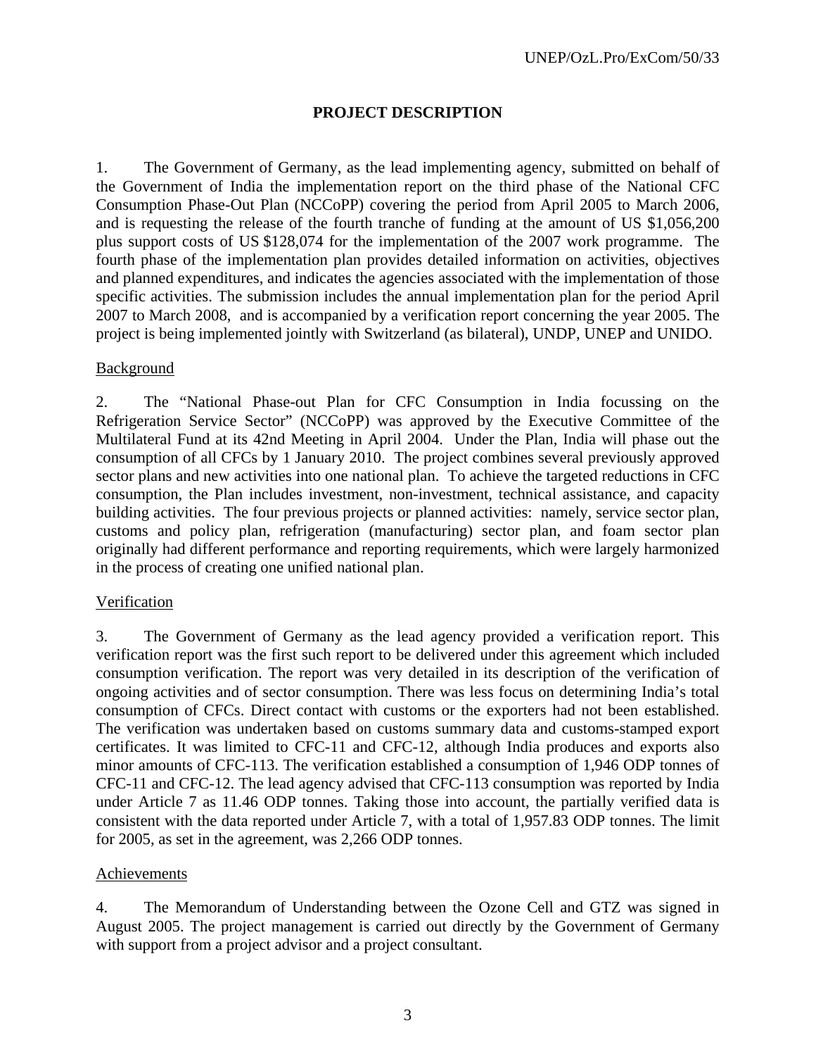# PROJECT DESCRIPTION

1. The Government of Germany, as the lead implementing agency, submitted on behalf of the Government of India the implementation report on the third phase of the National CFC Consumption Phase-Out Plan (NCCoPP) covering the period from April 2005 to March 2006, and is requesting the release of the fourth tranche of funding at the amount of US $1,056,200 plus support costs of US $128,074 for the implementation of the 2007 work programme. The fourth phase of the implementation plan provides detailed information on activities, objectives and planned expenditures, and indicates the agencies associated with the implementation of those specific activities. The submission includes the annual implementation plan for the period April 2007 to March 2008, and is accompanied by a verification report concerning the year 2005. The project is being implemented jointly with Switzerland (as bilateral), UNDP, UNEP and UNIDO.

## Background

2. The "National Phase-out Plan for CFC Consumption in India focussing on the Refrigeration Service Sector" (NCCoPP) was approved by the Executive Committee of the Multilateral Fund at its 42nd Meeting in April 2004. Under the Plan, India will phase out the consumption of all CFCs by 1 January 2010. The project combines several previously approved sector plans and new activities into one national plan. To achieve the targeted reductions in CFC consumption, the Plan includes investment, non-investment, technical assistance, and capacity building activities. The four previous projects or planned activities: namely, service sector plan, customs and policy plan, refrigeration (manufacturing) sector plan, and foam sector plan originally had different performance and reporting requirements, which were largely harmonized in the process of creating one unified national plan.

## Verification

3. The Government of Germany as the lead agency provided a verification report. This verification report was the first such report to be delivered under this agreement which included consumption verification. The report was very detailed in its description of the verification of ongoing activities and of sector consumption. There was less focus on determining India's total consumption of CFCs. Direct contact with customs or the exporters had not been established. The verification was undertaken based on customs summary data and customs-stamped export certificates. It was limited to CFC-11 and CFC-12, although India produces and exports also minor amounts of CFC-113. The verification established a consumption of 1,946 ODP tonnes of CFC-11 and CFC-12. The lead agency advised that CFC-113 consumption was reported by India under Article 7 as 11.46 ODP tonnes. Taking those into account, the partially verified data is consistent with the data reported under Article 7, with a total of 1,957.83 ODP tonnes. The limit for 2005, as set in the agreement, was 2,266 ODP tonnes.

## Achievements

4. The Memorandum of Understanding between the Ozone Cell and GTZ was signed in August 2005. The project management is carried out directly by the Government of Germany with support from a project advisor and a project consultant.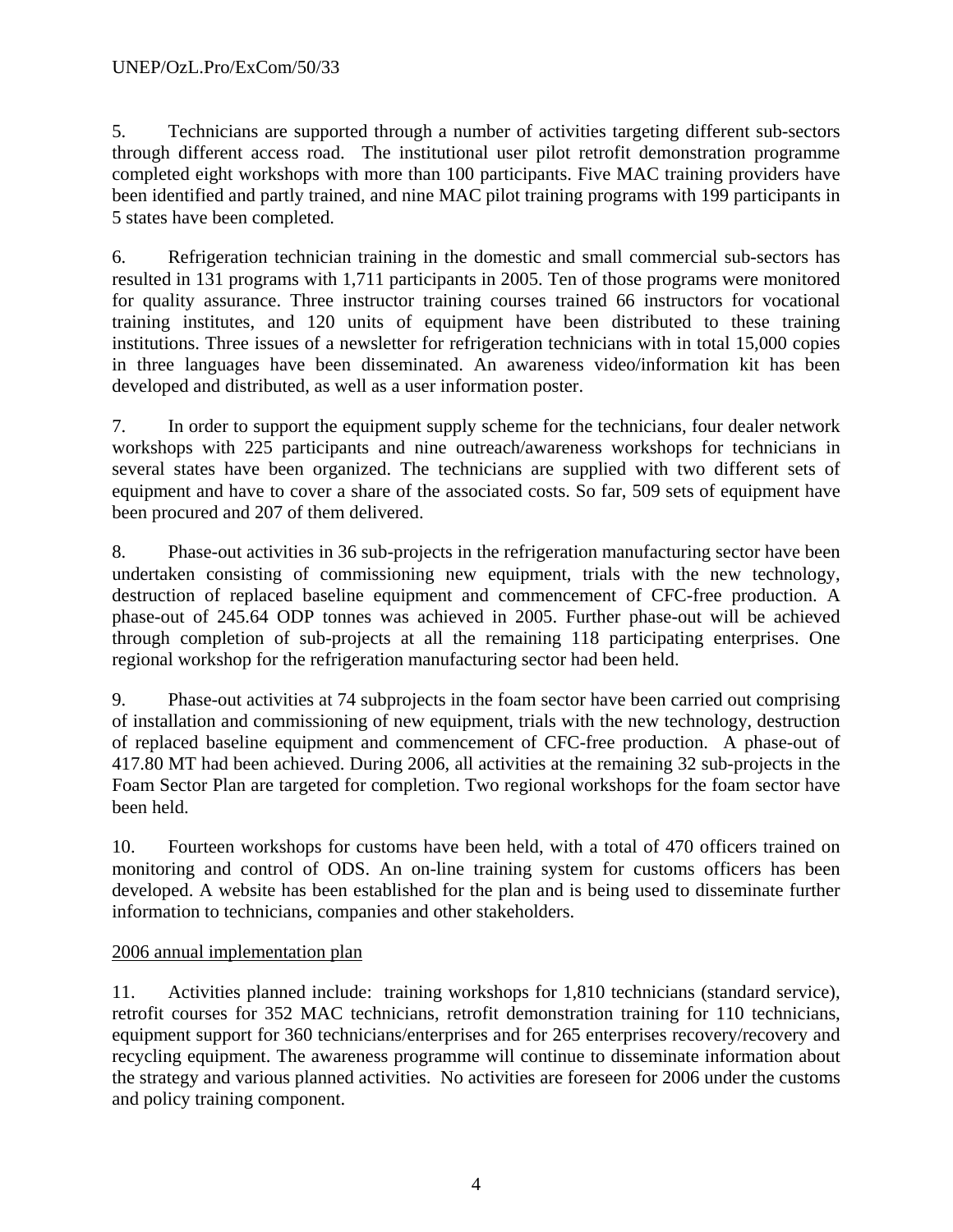5. Technicians are supported through a number of activities targeting different sub-sectors through different access road. The institutional user pilot retrofit demonstration programme completed eight workshops with more than 100 participants. Five MAC training providers have been identified and partly trained, and nine MAC pilot training programs with 199 participants in 5 states have been completed.

6. Refrigeration technician training in the domestic and small commercial sub-sectors has resulted in 131 programs with 1,711 participants in 2005. Ten of those programs were monitored for quality assurance. Three instructor training courses trained 66 instructors for vocational training institutes, and 120 units of equipment have been distributed to these training institutions. Three issues of a newsletter for refrigeration technicians with in total 15,000 copies in three languages have been disseminated. An awareness video/information kit has been developed and distributed, as well as a user information poster.

7. In order to support the equipment supply scheme for the technicians, four dealer network workshops with 225 participants and nine outreach/awareness workshops for technicians in several states have been organized. The technicians are supplied with two different sets of equipment and have to cover a share of the associated costs. So far, 509 sets of equipment have been procured and 207 of them delivered.

8. Phase-out activities in 36 sub-projects in the refrigeration manufacturing sector have been undertaken consisting of commissioning new equipment, trials with the new technology, destruction of replaced baseline equipment and commencement of CFC-free production. A phase-out of 245.64 ODP tonnes was achieved in 2005. Further phase-out will be achieved through completion of sub-projects at all the remaining 118 participating enterprises. One regional workshop for the refrigeration manufacturing sector had been held.

9. Phase-out activities at 74 subprojects in the foam sector have been carried out comprising of installation and commissioning of new equipment, trials with the new technology, destruction of replaced baseline equipment and commencement of CFC-free production. A phase-out of 417.80 MT had been achieved. During 2006, all activities at the remaining 32 sub-projects in the Foam Sector Plan are targeted for completion. Two regional workshops for the foam sector have been held.

10. Fourteen workshops for customs have been held, with a total of 470 officers trained on monitoring and control of ODS. An on-line training system for customs officers has been developed. A website has been established for the plan and is being used to disseminate further information to technicians, companies and other stakeholders.

2006 annual implementation plan

11. Activities planned include: training workshops for 1,810 technicians (standard service), retrofit courses for 352 MAC technicians, retrofit demonstration training for 110 technicians, equipment support for 360 technicians/enterprises and for 265 enterprises recovery/recovery and recycling equipment. The awareness programme will continue to disseminate information about the strategy and various planned activities. No activities are foreseen for 2006 under the customs and policy training component.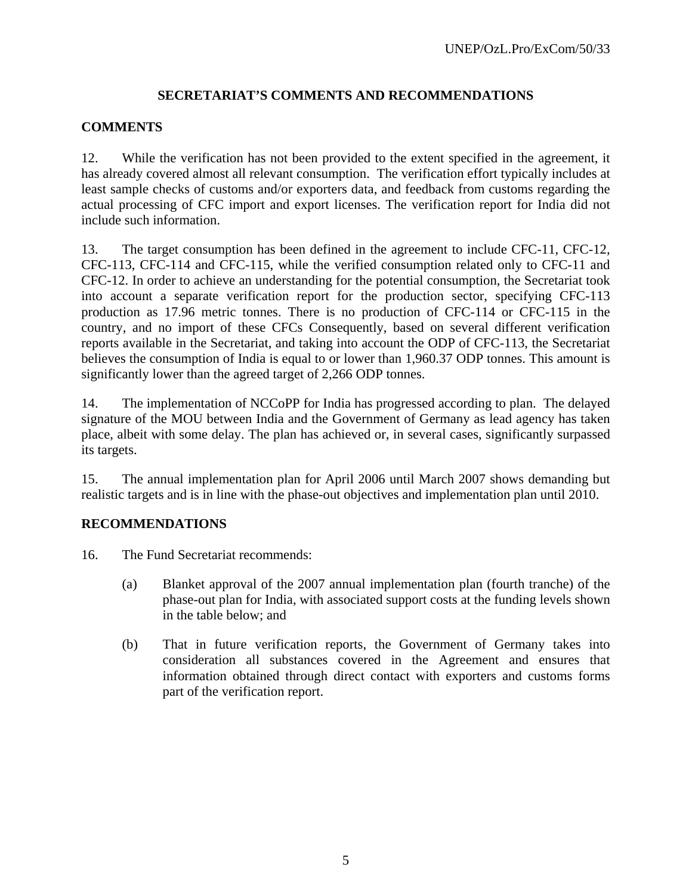## SECRETARIAT'S COMMENTS AND RECOMMENDATIONS

### COMMENTS

12. While the verification has not been provided to the extent specified in the agreement, it has already covered almost all relevant consumption. The verification effort typically includes at least sample checks of customs and/or exporters data, and feedback from customs regarding the actual processing of CFC import and export licenses. The verification report for India did not include such information.

13. The target consumption has been defined in the agreement to include CFC-11, CFC-12, CFC-113, CFC-114 and CFC-115, while the verified consumption related only to CFC-11 and CFC-12. In order to achieve an understanding for the potential consumption, the Secretariat took into account a separate verification report for the production sector, specifying CFC-113 production as 17.96 metric tonnes. There is no production of CFC-114 or CFC-115 in the country, and no import of these CFCs Consequently, based on several different verification reports available in the Secretariat, and taking into account the ODP of CFC-113, the Secretariat believes the consumption of India is equal to or lower than 1,960.37 ODP tonnes. This amount is significantly lower than the agreed target of 2,266 ODP tonnes.

14. The implementation of NCCoPP for India has progressed according to plan. The delayed signature of the MOU between India and the Government of Germany as lead agency has taken place, albeit with some delay. The plan has achieved or, in several cases, significantly surpassed its targets.

15. The annual implementation plan for April 2006 until March 2007 shows demanding but realistic targets and is in line with the phase-out objectives and implementation plan until 2010.

### RECOMMENDATIONS

16. The Fund Secretariat recommends:

(a) Blanket approval of the 2007 annual implementation plan (fourth tranche) of the phase-out plan for India, with associated support costs at the funding levels shown in the table below; and

(b) That in future verification reports, the Government of Germany takes into consideration all substances covered in the Agreement and ensures that information obtained through direct contact with exporters and customs forms part of the verification report.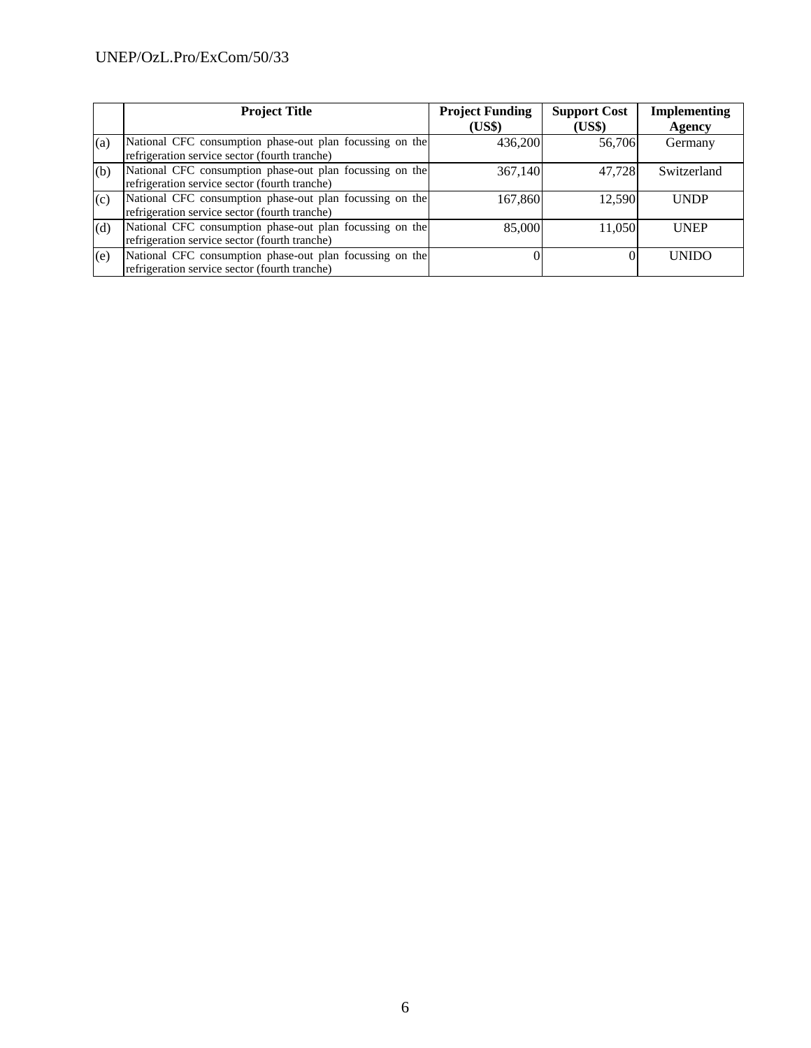| | Project Title | Project Funding (US$) | Support Cost (US$) | Implementing Agency |
|---|---|---|---|---|
| (a) | National CFC consumption phase-out plan focussing on the refrigeration service sector (fourth tranche) | 436,200 | 56,706 | Germany |
| (b) | National CFC consumption phase-out plan focussing on the refrigeration service sector (fourth tranche) | 367,140 | 47,728 | Switzerland |
| (c) | National CFC consumption phase-out plan focussing on the refrigeration service sector (fourth tranche) | 167,860 | 12,590 | UNDP |
| (d) | National CFC consumption phase-out plan focussing on the refrigeration service sector (fourth tranche) | 85,000 | 11,050 | UNEP |
| (e) | National CFC consumption phase-out plan focussing on the refrigeration service sector (fourth tranche) | 0 | 0 | UNIDO |